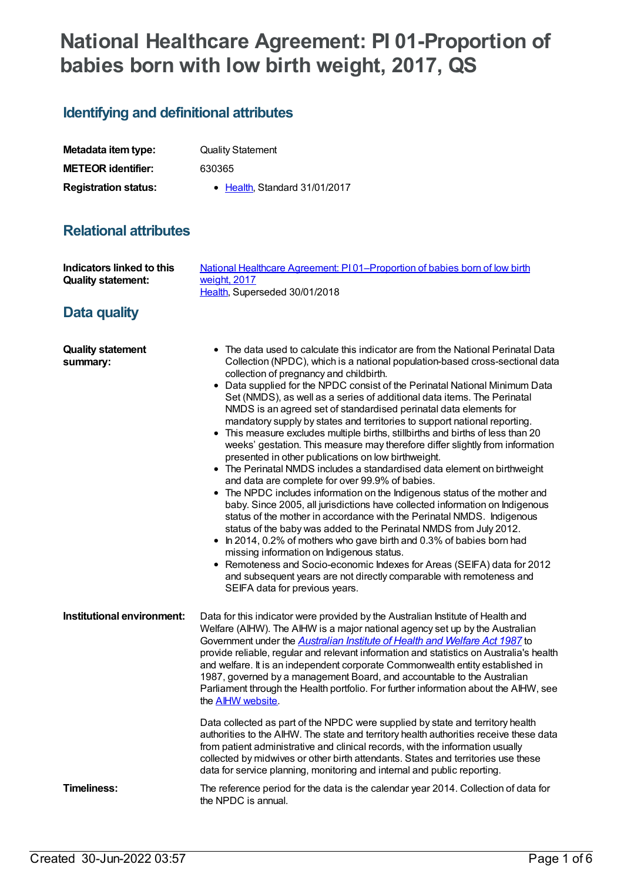# National Healthcare Agreement: PI 01-Proportion of babies born with low birth weight, 2017, QS

## Identifying and definitional attributes

| | |
|---|---|
| **Metadata item type:** | Quality Statement |
| **METEOR identifier:** | 630365 |
| **Registration status:** | • Health, Standard 31/01/2017 |

## Relational attributes

| | |
|---|---|
| **Indicators linked to this Quality statement:** | National Healthcare Agreement: PI 01–Proportion of babies born of low birth weight, 2017<br>Health, Superseded 30/01/2018 |

## Data quality

**Quality statement summary:**

- The data used to calculate this indicator are from the National Perinatal Data Collection (NPDC), which is a national population-based cross-sectional data collection of pregnancy and childbirth.
- Data supplied for the NPDC consist of the Perinatal National Minimum Data Set (NMDS), as well as a series of additional data items. The Perinatal NMDS is an agreed set of standardised perinatal data elements for mandatory supply by states and territories to support national reporting.
- This measure excludes multiple births, stillbirths and births of less than 20 weeks' gestation. This measure may therefore differ slightly from information presented in other publications on low birthweight.
- The Perinatal NMDS includes a standardised data element on birthweight and data are complete for over 99.9% of babies.
- The NPDC includes information on the Indigenous status of the mother and baby. Since 2005, all jurisdictions have collected information on Indigenous status of the mother in accordance with the Perinatal NMDS. Indigenous status of the baby was added to the Perinatal NMDS from July 2012.
- In 2014, 0.2% of mothers who gave birth and 0.3% of babies born had missing information on Indigenous status.
- Remoteness and Socio-economic Indexes for Areas (SEIFA) data for 2012 and subsequent years are not directly comparable with remoteness and SEIFA data for previous years.

**Institutional environment:**

Data for this indicator were provided by the Australian Institute of Health and Welfare (AIHW). The AIHW is a major national agency set up by the Australian Government under the *Australian Institute of Health and Welfare Act 1987* to provide reliable, regular and relevant information and statistics on Australia's health and welfare. It is an independent corporate Commonwealth entity established in 1987, governed by a management Board, and accountable to the Australian Parliament through the Health portfolio. For further information about the AIHW, see the AIHW website.

Data collected as part of the NPDC were supplied by state and territory health authorities to the AIHW. The state and territory health authorities receive these data from patient administrative and clinical records, with the information usually collected by midwives or other birth attendants. States and territories use these data for service planning, monitoring and internal and public reporting.

**Timeliness:**

The reference period for the data is the calendar year 2014. Collection of data for the NPDC is annual.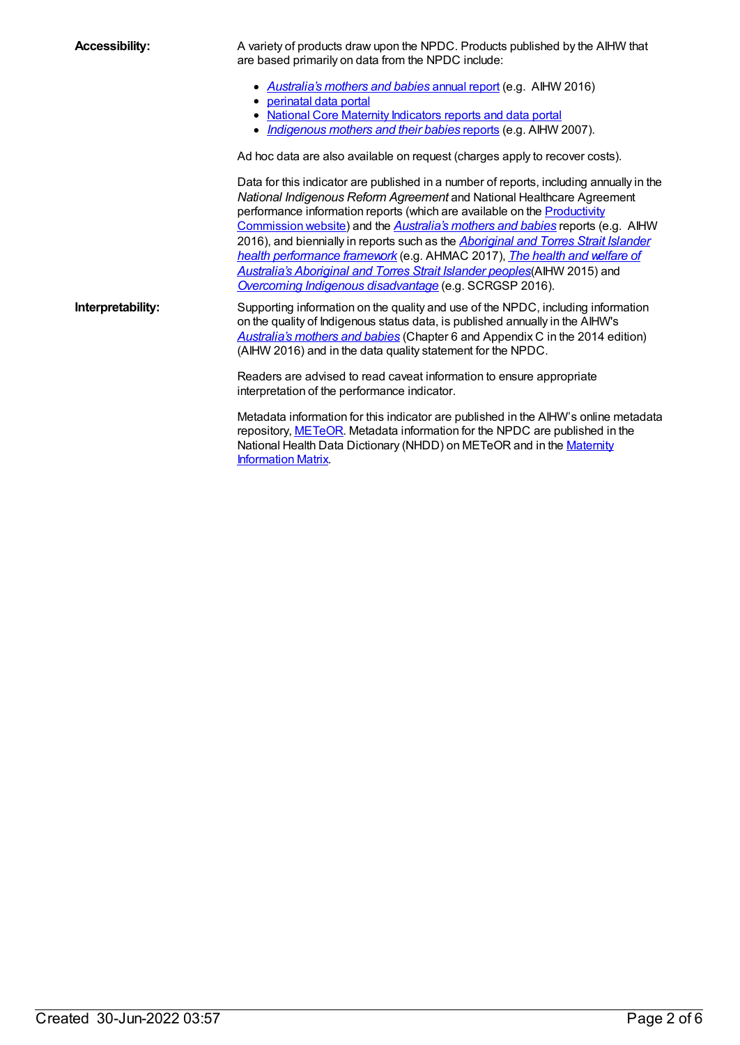**Accessibility:**

A variety of products draw upon the NPDC. Products published by the AIHW that are based primarily on data from the NPDC include:

- *Australia's mothers and babies* annual report (e.g. AIHW 2016)
- perinatal data portal
- National Core Maternity Indicators reports and data portal
- *Indigenous mothers and their babies* reports (e.g. AIHW 2007).

Ad hoc data are also available on request (charges apply to recover costs).

Data for this indicator are published in a number of reports, including annually in the *National Indigenous Reform Agreement* and National Healthcare Agreement performance information reports (which are available on the Productivity Commission website) and the *Australia's mothers and babies* reports (e.g. AIHW 2016), and biennially in reports such as the *Aboriginal and Torres Strait Islander health performance framework* (e.g. AHMAC 2017), *The health and welfare of Australia's Aboriginal and Torres Strait Islander peoples*(AIHW 2015) and *Overcoming Indigenous disadvantage* (e.g. SCRGSP 2016).

**Interpretability:**

Supporting information on the quality and use of the NPDC, including information on the quality of Indigenous status data, is published annually in the AIHW's *Australia's mothers and babies* (Chapter 6 and Appendix C in the 2014 edition) (AIHW 2016) and in the data quality statement for the NPDC.

Readers are advised to read caveat information to ensure appropriate interpretation of the performance indicator.

Metadata information for this indicator are published in the AIHW's online metadata repository, METeOR. Metadata information for the NPDC are published in the National Health Data Dictionary (NHDD) on METeOR and in the Maternity Information Matrix.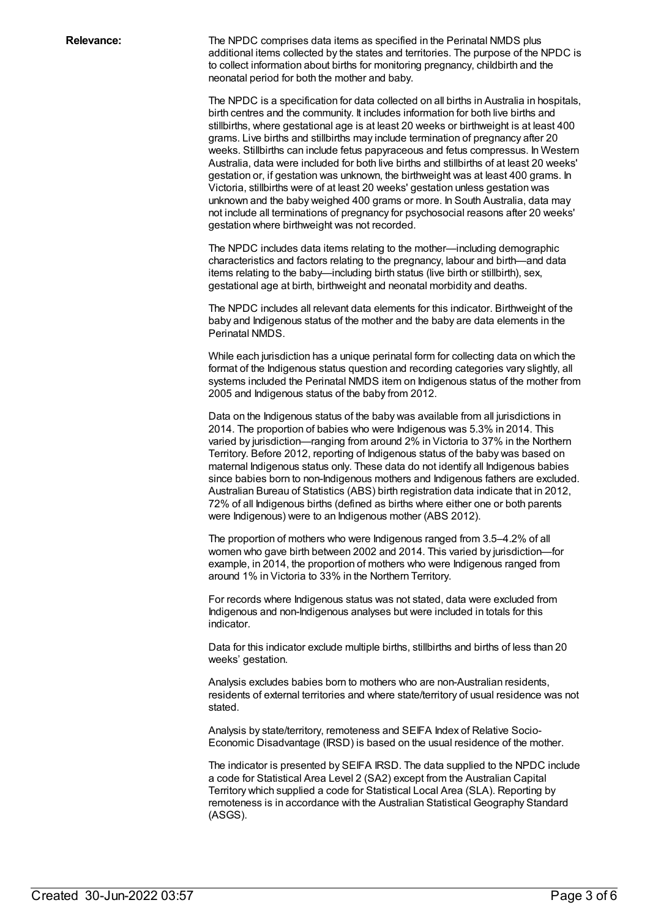**Relevance:**

The NPDC comprises data items as specified in the Perinatal NMDS plus additional items collected by the states and territories. The purpose of the NPDC is to collect information about births for monitoring pregnancy, childbirth and the neonatal period for both the mother and baby.

The NPDC is a specification for data collected on all births in Australia in hospitals, birth centres and the community. It includes information for both live births and stillbirths, where gestational age is at least 20 weeks or birthweight is at least 400 grams. Live births and stillbirths may include termination of pregnancy after 20 weeks. Stillbirths can include fetus papyraceous and fetus compressus. In Western Australia, data were included for both live births and stillbirths of at least 20 weeks' gestation or, if gestation was unknown, the birthweight was at least 400 grams. In Victoria, stillbirths were of at least 20 weeks' gestation unless gestation was unknown and the baby weighed 400 grams or more. In South Australia, data may not include all terminations of pregnancy for psychosocial reasons after 20 weeks' gestation where birthweight was not recorded.

The NPDC includes data items relating to the mother—including demographic characteristics and factors relating to the pregnancy, labour and birth—and data items relating to the baby—including birth status (live birth or stillbirth), sex, gestational age at birth, birthweight and neonatal morbidity and deaths.

The NPDC includes all relevant data elements for this indicator. Birthweight of the baby and Indigenous status of the mother and the baby are data elements in the Perinatal NMDS.

While each jurisdiction has a unique perinatal form for collecting data on which the format of the Indigenous status question and recording categories vary slightly, all systems included the Perinatal NMDS item on Indigenous status of the mother from 2005 and Indigenous status of the baby from 2012.

Data on the Indigenous status of the baby was available from all jurisdictions in 2014. The proportion of babies who were Indigenous was 5.3% in 2014. This varied by jurisdiction—ranging from around 2% in Victoria to 37% in the Northern Territory. Before 2012, reporting of Indigenous status of the baby was based on maternal Indigenous status only. These data do not identify all Indigenous babies since babies born to non-Indigenous mothers and Indigenous fathers are excluded. Australian Bureau of Statistics (ABS) birth registration data indicate that in 2012, 72% of all Indigenous births (defined as births where either one or both parents were Indigenous) were to an Indigenous mother (ABS 2012).

The proportion of mothers who were Indigenous ranged from 3.5–4.2% of all women who gave birth between 2002 and 2014. This varied by jurisdiction—for example, in 2014, the proportion of mothers who were Indigenous ranged from around 1% in Victoria to 33% in the Northern Territory.

For records where Indigenous status was not stated, data were excluded from Indigenous and non-Indigenous analyses but were included in totals for this indicator.

Data for this indicator exclude multiple births, stillbirths and births of less than 20 weeks' gestation.

Analysis excludes babies born to mothers who are non-Australian residents, residents of external territories and where state/territory of usual residence was not stated.

Analysis by state/territory, remoteness and SEIFA Index of Relative Socio-Economic Disadvantage (IRSD) is based on the usual residence of the mother.

The indicator is presented by SEIFA IRSD. The data supplied to the NPDC include a code for Statistical Area Level 2 (SA2) except from the Australian Capital Territory which supplied a code for Statistical Local Area (SLA). Reporting by remoteness is in accordance with the Australian Statistical Geography Standard (ASGS).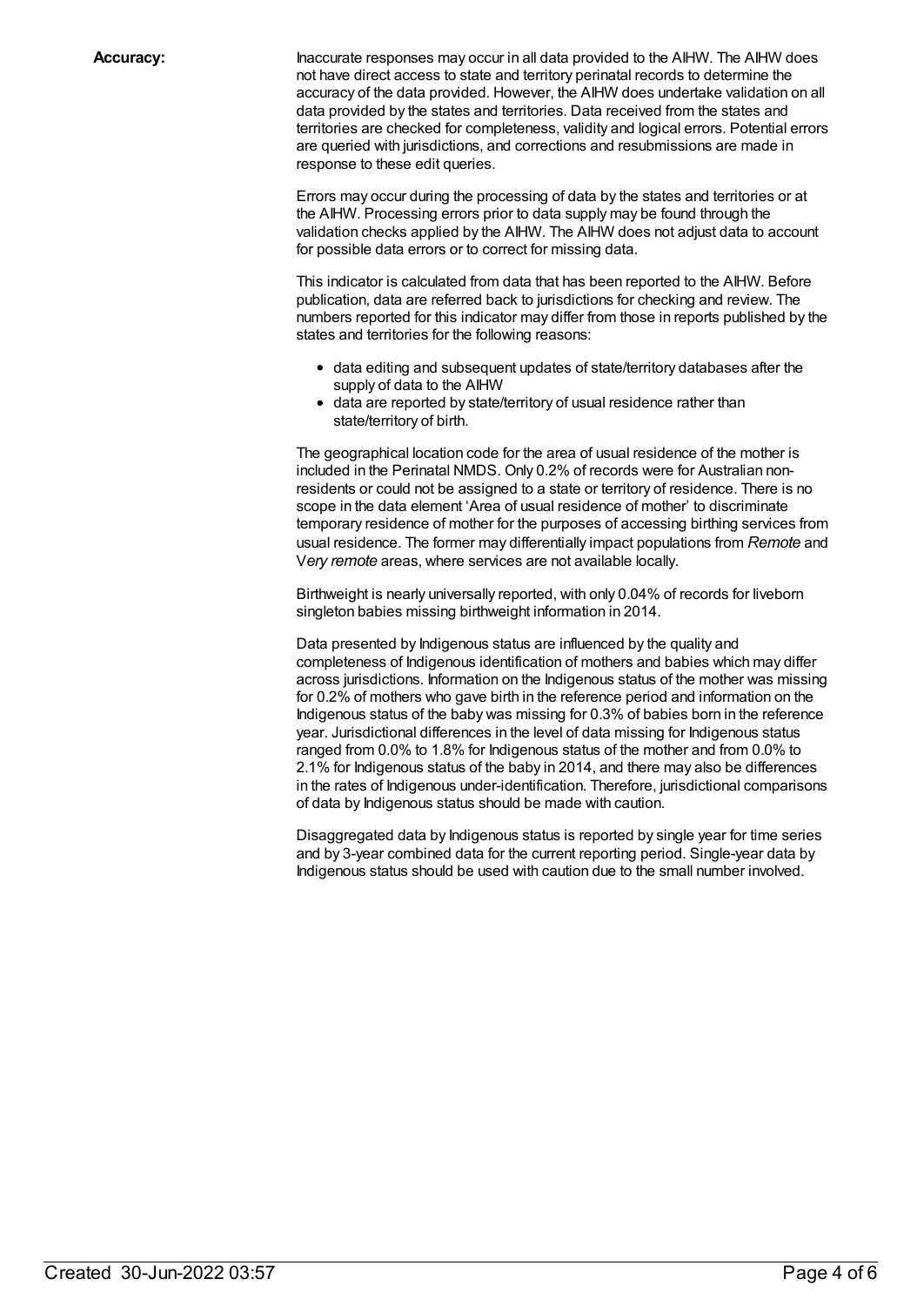**Accuracy:**

Inaccurate responses may occur in all data provided to the AIHW. The AIHW does not have direct access to state and territory perinatal records to determine the accuracy of the data provided. However, the AIHW does undertake validation on all data provided by the states and territories. Data received from the states and territories are checked for completeness, validity and logical errors. Potential errors are queried with jurisdictions, and corrections and resubmissions are made in response to these edit queries.

Errors may occur during the processing of data by the states and territories or at the AIHW. Processing errors prior to data supply may be found through the validation checks applied by the AIHW. The AIHW does not adjust data to account for possible data errors or to correct for missing data.

This indicator is calculated from data that has been reported to the AIHW. Before publication, data are referred back to jurisdictions for checking and review. The numbers reported for this indicator may differ from those in reports published by the states and territories for the following reasons:

- data editing and subsequent updates of state/territory databases after the supply of data to the AIHW
- data are reported by state/territory of usual residence rather than state/territory of birth.

The geographical location code for the area of usual residence of the mother is included in the Perinatal NMDS. Only 0.2% of records were for Australian non-residents or could not be assigned to a state or territory of residence. There is no scope in the data element 'Area of usual residence of mother' to discriminate temporary residence of mother for the purposes of accessing birthing services from usual residence. The former may differentially impact populations from *Remote* and V*ery remote* areas, where services are not available locally.

Birthweight is nearly universally reported, with only 0.04% of records for liveborn singleton babies missing birthweight information in 2014.

Data presented by Indigenous status are influenced by the quality and completeness of Indigenous identification of mothers and babies which may differ across jurisdictions. Information on the Indigenous status of the mother was missing for 0.2% of mothers who gave birth in the reference period and information on the Indigenous status of the baby was missing for 0.3% of babies born in the reference year. Jurisdictional differences in the level of data missing for Indigenous status ranged from 0.0% to 1.8% for Indigenous status of the mother and from 0.0% to 2.1% for Indigenous status of the baby in 2014, and there may also be differences in the rates of Indigenous under-identification. Therefore, jurisdictional comparisons of data by Indigenous status should be made with caution.

Disaggregated data by Indigenous status is reported by single year for time series and by 3-year combined data for the current reporting period. Single-year data by Indigenous status should be used with caution due to the small number involved.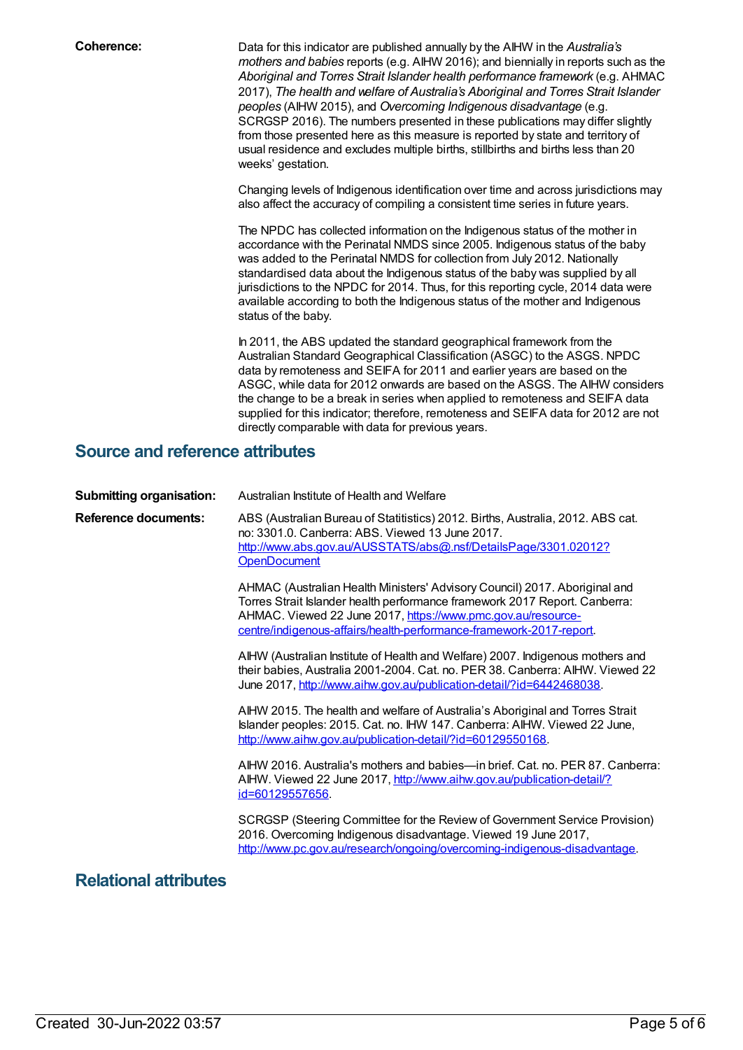**Coherence:** Data for this indicator are published annually by the AIHW in the *Australia's mothers and babies* reports (e.g. AIHW 2016); and biennially in reports such as the *Aboriginal and Torres Strait Islander health performance framework* (e.g. AHMAC 2017), *The health and welfare of Australia's Aboriginal and Torres Strait Islander peoples* (AIHW 2015), and *Overcoming Indigenous disadvantage* (e.g. SCRGSP 2016). The numbers presented in these publications may differ slightly from those presented here as this measure is reported by state and territory of usual residence and excludes multiple births, stillbirths and births less than 20 weeks' gestation.

Changing levels of Indigenous identification over time and across jurisdictions may also affect the accuracy of compiling a consistent time series in future years.

The NPDC has collected information on the Indigenous status of the mother in accordance with the Perinatal NMDS since 2005. Indigenous status of the baby was added to the Perinatal NMDS for collection from July 2012. Nationally standardised data about the Indigenous status of the baby was supplied by all jurisdictions to the NPDC for 2014. Thus, for this reporting cycle, 2014 data were available according to both the Indigenous status of the mother and Indigenous status of the baby.

In 2011, the ABS updated the standard geographical framework from the Australian Standard Geographical Classification (ASGC) to the ASGS. NPDC data by remoteness and SEIFA for 2011 and earlier years are based on the ASGC, while data for 2012 onwards are based on the ASGS. The AIHW considers the change to be a break in series when applied to remoteness and SEIFA data supplied for this indicator; therefore, remoteness and SEIFA data for 2012 are not directly comparable with data for previous years.

## Source and reference attributes

**Submitting organisation:** Australian Institute of Health and Welfare

**Reference documents:** ABS (Australian Bureau of Statitstics) 2012. Births, Australia, 2012. ABS cat. no: 3301.0. Canberra: ABS. Viewed 13 June 2017. [http://www.abs.gov.au/AUSSTATS/abs@.nsf/DetailsPage/3301.02012?OpenDocument](http://www.abs.gov.au/AUSSTATS/abs@.nsf/DetailsPage/3301.02012?OpenDocument)

AHMAC (Australian Health Ministers' Advisory Council) 2017. Aboriginal and Torres Strait Islander health performance framework 2017 Report. Canberra: AHMAC. Viewed 22 June 2017, [https://www.pmc.gov.au/resource-centre/indigenous-affairs/health-performance-framework-2017-report](https://www.pmc.gov.au/resource-centre/indigenous-affairs/health-performance-framework-2017-report).

AIHW (Australian Institute of Health and Welfare) 2007. Indigenous mothers and their babies, Australia 2001-2004. Cat. no. PER 38. Canberra: AIHW. Viewed 22 June 2017, [http://www.aihw.gov.au/publication-detail/?id=6442468038](http://www.aihw.gov.au/publication-detail/?id=6442468038).

AIHW 2015. The health and welfare of Australia's Aboriginal and Torres Strait Islander peoples: 2015. Cat. no. IHW 147. Canberra: AIHW. Viewed 22 June, [http://www.aihw.gov.au/publication-detail/?id=60129550168](http://www.aihw.gov.au/publication-detail/?id=60129550168).

AIHW 2016. Australia's mothers and babies—in brief. Cat. no. PER 87. Canberra: AIHW. Viewed 22 June 2017, [http://www.aihw.gov.au/publication-detail/?id=60129557656](http://www.aihw.gov.au/publication-detail/?id=60129557656).

SCRGSP (Steering Committee for the Review of Government Service Provision) 2016. Overcoming Indigenous disadvantage. Viewed 19 June 2017, [http://www.pc.gov.au/research/ongoing/overcoming-indigenous-disadvantage](http://www.pc.gov.au/research/ongoing/overcoming-indigenous-disadvantage).

## Relational attributes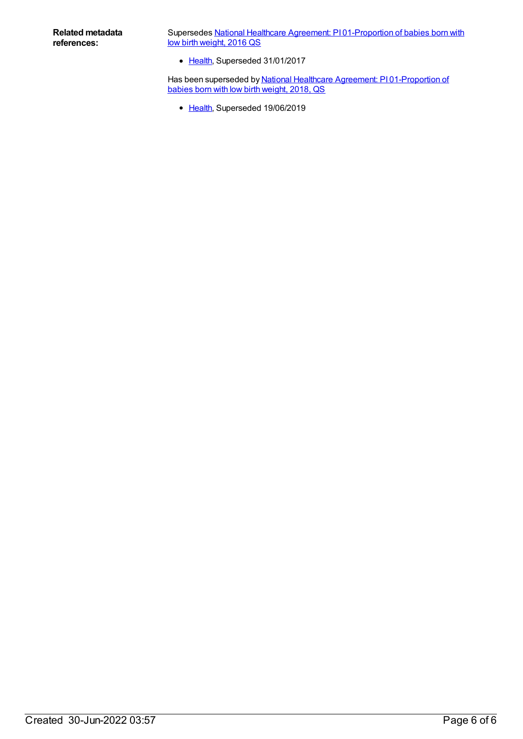**Related metadata references:**

Supersedes National Healthcare Agreement: PI 01-Proportion of babies born with low birth weight, 2016 QS

- Health, Superseded 31/01/2017

Has been superseded by National Healthcare Agreement: PI 01-Proportion of babies born with low birth weight, 2018, QS

- Health, Superseded 19/06/2019